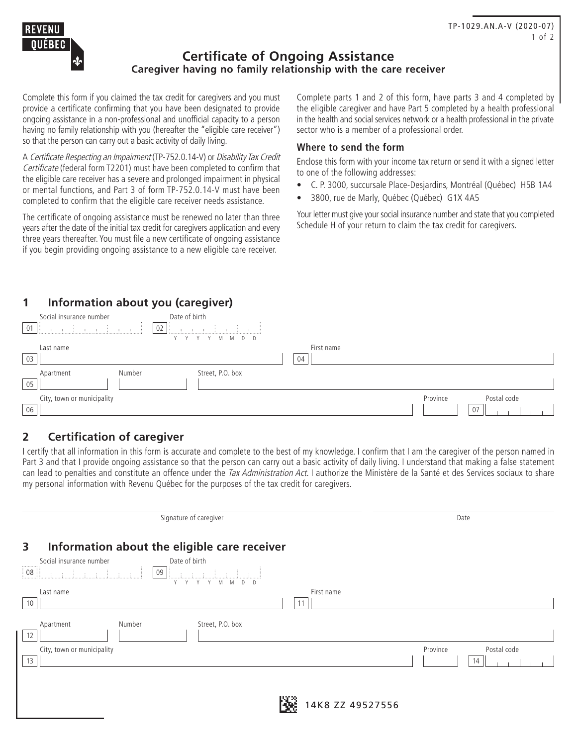REVENU QUÉBEC

TP-1029.AN.A-V (2020-07)

# Certificate of Ongoing Assistance

## Caregiver having no family relationship with the care receiver

Complete this form if you claimed the tax credit for caregivers and you must provide a certificate confirming that you have been designated to provide ongoing assistance in a non-professional and unofficial capacity to a person having no family relationship with you (hereafter the "eligible care receiver") so that the person can carry out a basic activity of daily living.

A *Certificate Respecting an Impairment* (TP-752.0.14-V) or *Disability Tax Credit Certificate* (federal form T2201) must have been completed to confirm that the eligible care receiver has a severe and prolonged impairment in physical or mental functions, and Part 3 of form TP-752.0.14-V must have been completed to confirm that the eligible care receiver needs assistance.

The certificate of ongoing assistance must be renewed no later than three years after the date of the initial tax credit for caregivers application and every three years thereafter. You must file a new certificate of ongoing assistance if you begin providing ongoing assistance to a new eligible care receiver.

Complete parts 1 and 2 of this form, have parts 3 and 4 completed by the eligible caregiver and have Part 5 completed by a health professional in the health and social services network or a health professional in the private sector who is a member of a professional order.

### Where to send the form

Enclose this form with your income tax return or send it with a signed letter to one of the following addresses:

- C. P. 3000, succursale Place-Desjardins, Montréal (Québec) H5B 1A4
- 3800, rue de Marly, Québec (Québec) G1X 4A5

Your letter must give your social insurance number and state that you completed Schedule H of your return to claim the tax credit for caregivers.

## 1 Information about you (caregiver)

01 Social insurance number

02 Date of birth (Y Y Y Y M M D D)

03 Last name

04 First name

05 Apartment | Number | Street, P.O. box

06 City, town or municipality | Province

07 Postal code

## 2 Certification of caregiver

I certify that all information in this form is accurate and complete to the best of my knowledge. I confirm that I am the caregiver of the person named in Part 3 and that I provide ongoing assistance so that the person can carry out a basic activity of daily living. I understand that making a false statement can lead to penalties and constitute an offence under the *Tax Administration Act*. I authorize the Ministère de la Santé et des Services sociaux to share my personal information with Revenu Québec for the purposes of the tax credit for caregivers.

Signature of caregiver

Date

## 3 Information about the eligible care receiver

08 Social insurance number

09 Date of birth (Y Y Y Y M M D D)

10 Last name

11 First name

12 Apartment | Number | Street, P.O. box

13 City, town or municipality | Province

14 Postal code

14K8 ZZ 49527556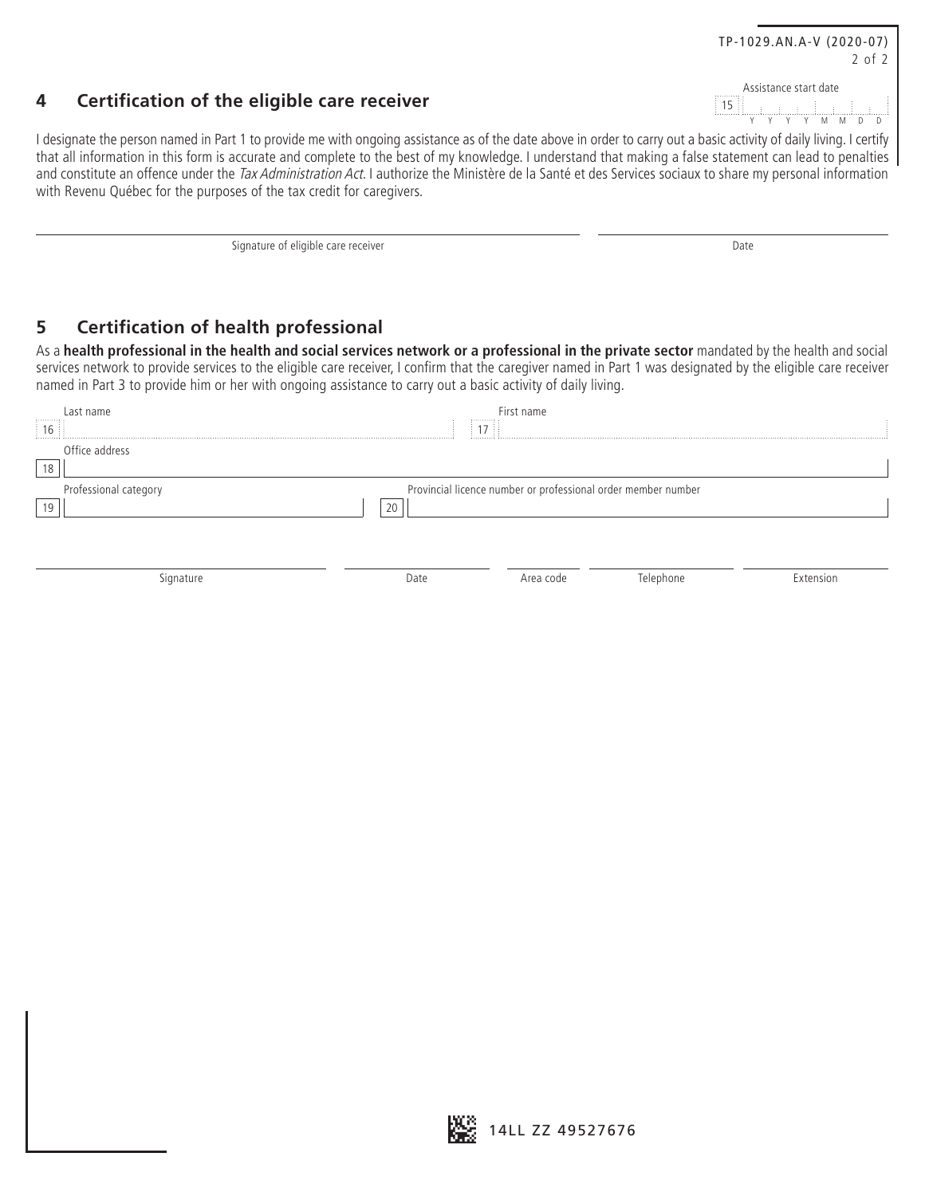## 4 Certification of the eligible care receiver

Assistance start date

15 Y Y Y Y M M D D

I designate the person named in Part 1 to provide me with ongoing assistance as of the date above in order to carry out a basic activity of daily living. I certify that all information in this form is accurate and complete to the best of my knowledge. I understand that making a false statement can lead to penalties and constitute an offence under the *Tax Administration Act*. I authorize the Ministère de la Santé et des Services sociaux to share my personal information with Revenu Québec for the purposes of the tax credit for caregivers.

Signature of eligible care receiver

Date

## 5 Certification of health professional

As a **health professional in the health and social services network or a professional in the private sector** mandated by the health and social services network to provide services to the eligible care receiver, I confirm that the caregiver named in Part 1 was designated by the eligible care receiver named in Part 3 to provide him or her with ongoing assistance to carry out a basic activity of daily living.

16 Last name

17 First name

18 Office address

19 Professional category

20 Provincial licence number or professional order member number

Signature

Date

Area code

Telephone

Extension

14LL ZZ 49527676